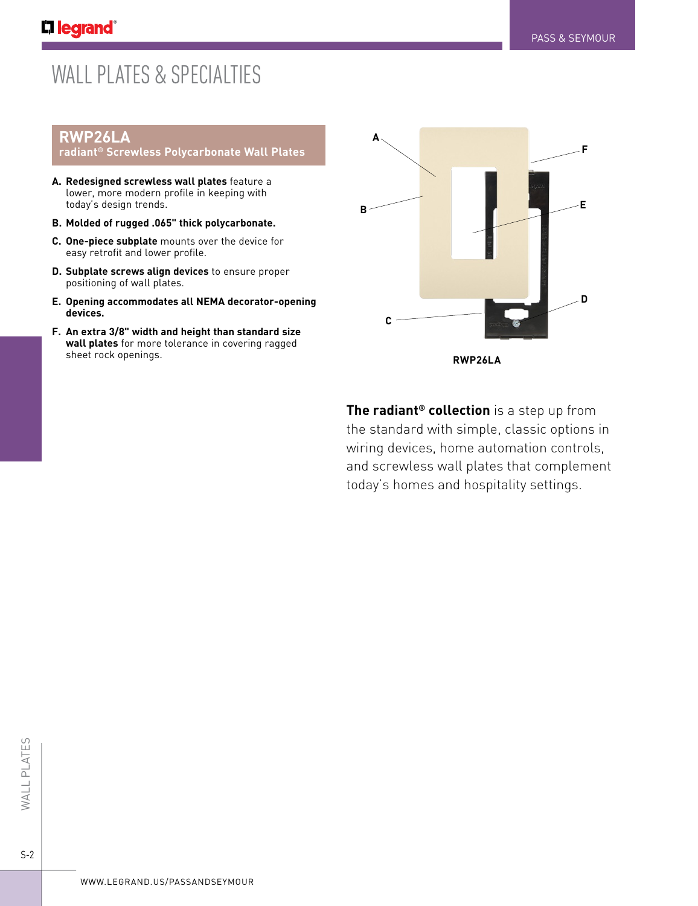# WALL PLATES & SPECIALTIES

## RWP26LA

### radiant® Screwless Polycarbonate Wall Plates

A. **Redesigned screwless wall plates** feature a lower, more modern profile in keeping with today's design trends.

B. **Molded of rugged .065" thick polycarbonate.**

C. **One-piece subplate** mounts over the device for easy retrofit and lower profile.

D. **Subplate screws align devices** to ensure proper positioning of wall plates.

E. **Opening accommodates all NEMA decorator-opening devices.**

F. **An extra 3/8" width and height than standard size wall plates** for more tolerance in covering ragged sheet rock openings.

**RWP26LA**

**The radiant® collection** is a step up from the standard with simple, classic options in wiring devices, home automation controls, and screwless wall plates that complement today's homes and hospitality settings.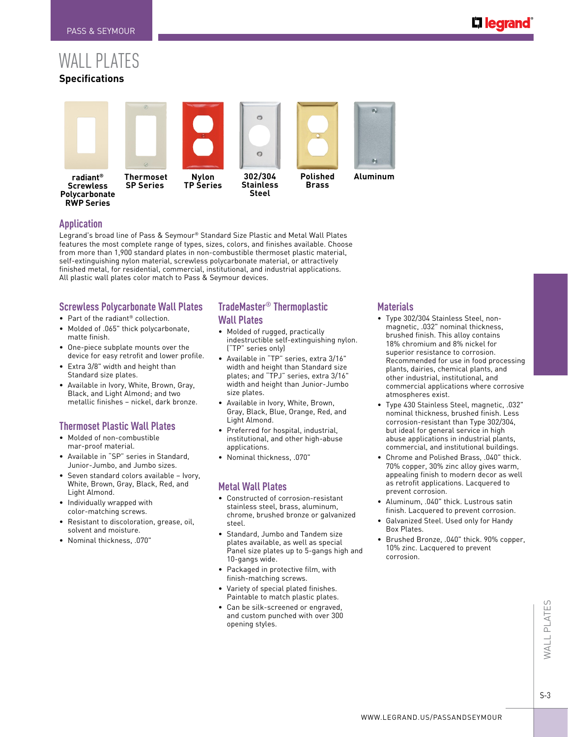# WALL PLATES

## Specifications

radiant® Screwless Polycarbonate RWP Series

Thermoset SP Series

Nylon TP Series

302/304 Stainless Steel

Polished Brass

Aluminum

## Application

Legrand's broad line of Pass & Seymour® Standard Size Plastic and Metal Wall Plates features the most complete range of types, sizes, colors, and finishes available. Choose from more than 1,900 standard plates in non-combustible thermoset plastic material, self-extinguishing nylon material, screwless polycarbonate material, or attractively finished metal, for residential, commercial, institutional, and industrial applications. All plastic wall plates color match to Pass & Seymour devices.

## Screwless Polycarbonate Wall Plates

- Part of the radiant® collection.
- Molded of .065" thick polycarbonate, matte finish.
- One-piece subplate mounts over the device for easy retrofit and lower profile.
- Extra 3/8" width and height than Standard size plates.
- Available in Ivory, White, Brown, Gray, Black, and Light Almond; and two metallic finishes – nickel, dark bronze.

## Thermoset Plastic Wall Plates

- Molded of non-combustible mar-proof material.
- Available in "SP" series in Standard, Junior-Jumbo, and Jumbo sizes.
- Seven standard colors available – Ivory, White, Brown, Gray, Black, Red, and Light Almond.
- Individually wrapped with color-matching screws.
- Resistant to discoloration, grease, oil, solvent and moisture.
- Nominal thickness, .070"

## TradeMaster® Thermoplastic Wall Plates

- Molded of rugged, practically indestructible self-extinguishing nylon. ("TP" series only)
- Available in "TP" series, extra 3/16" width and height than Standard size plates; and "TPJ" series, extra 3/16" width and height than Junior-Jumbo size plates.
- Available in Ivory, White, Brown, Gray, Black, Blue, Orange, Red, and Light Almond.
- Preferred for hospital, industrial, institutional, and other high-abuse applications.
- Nominal thickness, .070"

## Metal Wall Plates

- Constructed of corrosion-resistant stainless steel, brass, aluminum, chrome, brushed bronze or galvanized steel.
- Standard, Jumbo and Tandem size plates available, as well as special Panel size plates up to 5-gangs high and 10-gangs wide.
- Packaged in protective film, with finish-matching screws.
- Variety of special plated finishes. Paintable to match plastic plates.
- Can be silk-screened or engraved, and custom punched with over 300 opening styles.

## Materials

- Type 302/304 Stainless Steel, non-magnetic, .032" nominal thickness, brushed finish. This alloy contains 18% chromium and 8% nickel for superior resistance to corrosion. Recommended for use in food processing plants, dairies, chemical plants, and other industrial, institutional, and commercial applications where corrosive atmospheres exist.
- Type 430 Stainless Steel, magnetic, .032" nominal thickness, brushed finish. Less corrosion-resistant than Type 302/304, but ideal for general service in high abuse applications in industrial plants, commercial, and institutional buildings.
- Chrome and Polished Brass, .040" thick. 70% copper, 30% zinc alloy gives warm, appealing finish to modern decor as well as retrofit applications. Lacquered to prevent corrosion.
- Aluminum, .040" thick. Lustrous satin finish. Lacquered to prevent corrosion.
- Galvanized Steel. Used only for Handy Box Plates.
- Brushed Bronze, .040" thick. 90% copper, 10% zinc. Lacquered to prevent corrosion.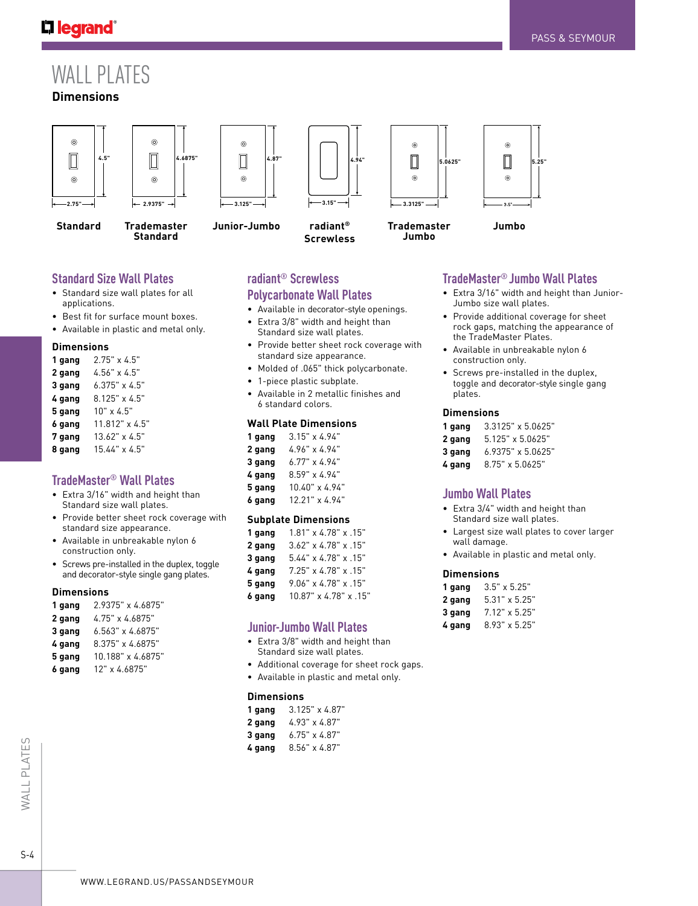# WALL PLATES

## Dimensions

| Standard | Trademaster Standard | Junior-Jumbo | radiant® Screwless | Trademaster Jumbo | Jumbo |
|---|---|---|---|---|---|
| 2.75" x 4.5" | 2.9375" x 4.6875" | 3.125" x 4.87" | 3.15" x 4.94" | 3.3125" x 5.0625" | 3.5" x 5.25" |

### Standard Size Wall Plates

- Standard size wall plates for all applications.
- Best fit for surface mount boxes.
- Available in plastic and metal only.

**Dimensions**

| | |
|---|---|
| **1 gang** | 2.75" x 4.5" |
| **2 gang** | 4.56" x 4.5" |
| **3 gang** | 6.375" x 4.5" |
| **4 gang** | 8.125" x 4.5" |
| **5 gang** | 10" x 4.5" |
| **6 gang** | 11.812" x 4.5" |
| **7 gang** | 13.62" x 4.5" |
| **8 gang** | 15.44" x 4.5" |

### TradeMaster® Wall Plates

- Extra 3/16" width and height than Standard size wall plates.
- Provide better sheet rock coverage with standard size appearance.
- Available in unbreakable nylon 6 construction only.
- Screws pre-installed in the duplex, toggle and decorator-style single gang plates.

**Dimensions**

| | |
|---|---|
| **1 gang** | 2.9375" x 4.6875" |
| **2 gang** | 4.75" x 4.6875" |
| **3 gang** | 6.563" x 4.6875" |
| **4 gang** | 8.375" x 4.6875" |
| **5 gang** | 10.188" x 4.6875" |
| **6 gang** | 12" x 4.6875" |

### radiant® Screwless Polycarbonate Wall Plates

- Available in decorator-style openings.
- Extra 3/8" width and height than Standard size wall plates.
- Provide better sheet rock coverage with standard size appearance.
- Molded of .065" thick polycarbonate.
- 1-piece plastic subplate.
- Available in 2 metallic finishes and 6 standard colors.

**Wall Plate Dimensions**

| | |
|---|---|
| **1 gang** | 3.15" x 4.94" |
| **2 gang** | 4.96" x 4.94" |
| **3 gang** | 6.77" x 4.94" |
| **4 gang** | 8.59" x 4.94" |
| **5 gang** | 10.40" x 4.94" |
| **6 gang** | 12.21" x 4.94" |

**Subplate Dimensions**

| | |
|---|---|
| **1 gang** | 1.81" x 4.78" x .15" |
| **2 gang** | 3.62" x 4.78" x .15" |
| **3 gang** | 5.44" x 4.78" x .15" |
| **4 gang** | 7.25" x 4.78" x .15" |
| **5 gang** | 9.06" x 4.78" x .15" |
| **6 gang** | 10.87" x 4.78" x .15" |

### Junior-Jumbo Wall Plates

- Extra 3/8" width and height than Standard size wall plates.
- Additional coverage for sheet rock gaps.
- Available in plastic and metal only.

**Dimensions**

| | |
|---|---|
| **1 gang** | 3.125" x 4.87" |
| **2 gang** | 4.93" x 4.87" |
| **3 gang** | 6.75" x 4.87" |
| **4 gang** | 8.56" x 4.87" |

### TradeMaster® Jumbo Wall Plates

- Extra 3/16" width and height than Junior-Jumbo size wall plates.
- Provide additional coverage for sheet rock gaps, matching the appearance of the TradeMaster Plates.
- Available in unbreakable nylon 6 construction only.
- Screws pre-installed in the duplex, toggle and decorator-style single gang plates.

**Dimensions**

| | |
|---|---|
| **1 gang** | 3.3125" x 5.0625" |
| **2 gang** | 5.125" x 5.0625" |
| **3 gang** | 6.9375" x 5.0625" |
| **4 gang** | 8.75" x 5.0625" |

### Jumbo Wall Plates

- Extra 3/4" width and height than Standard size wall plates.
- Largest size wall plates to cover larger wall damage.
- Available in plastic and metal only.

**Dimensions**

| | |
|---|---|
| **1 gang** | 3.5" x 5.25" |
| **2 gang** | 5.31" x 5.25" |
| **3 gang** | 7.12" x 5.25" |
| **4 gang** | 8.93" x 5.25" |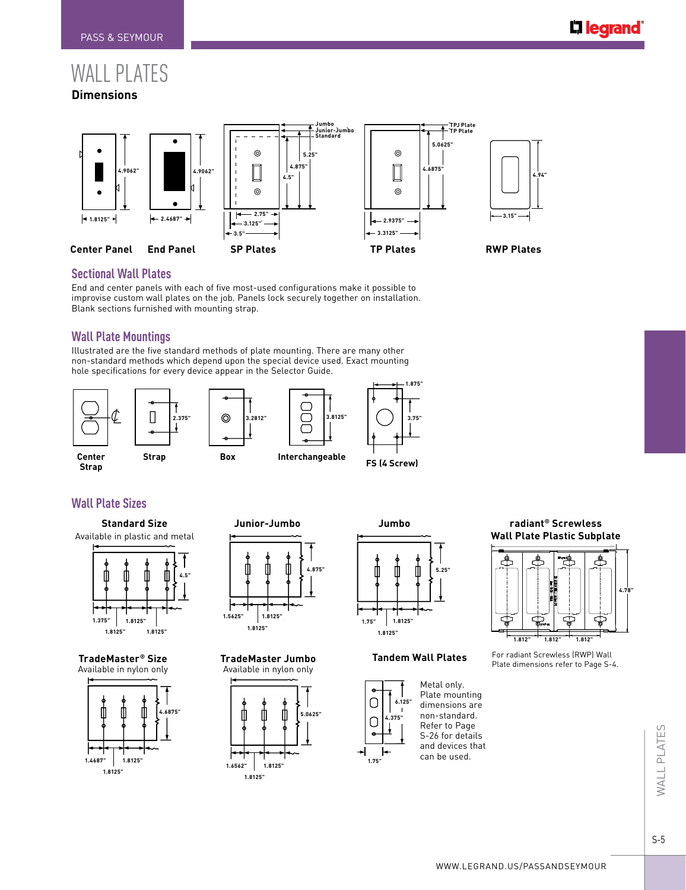# WALL PLATES

## Dimensions

Center Panel — 4.9062" — 1.8125"

End Panel — 4.9062" — 2.4687"

SP Plates — Jumbo / Junior-Jumbo / Standard — 5.25" — 4.875" — 4.5" — 2.75" — 3.125" — 3.5"

TP Plates — TPJ Plate / TP Plate — 5.0625" — 4.6875" — 2.9375" — 3.3125"

RWP Plates — 4.94" — 3.15"

## Sectional Wall Plates

End and center panels with each of five most-used configurations make it possible to improvise custom wall plates on the job. Panels lock securely together on installation. Blank sections furnished with mounting strap.

## Wall Plate Mountings

Illustrated are the five standard methods of plate mounting. There are many other non-standard methods which depend upon the special device used. Exact mounting hole specifications for every device appear in the Selector Guide.

Center Strap

Strap — 2.375"

Box — 3.2812"

Interchangeable — 3.8125"

FS (4 Screw) — 1.875" — 3.75"

## Wall Plate Sizes

**Standard Size**
Available in plastic and metal
4.5" — 1.375" — 1.8125" — 1.8125" — 1.8125"

**Junior-Jumbo**
4.875" — 1.5625" — 1.8125" — 1.8125"

**Jumbo**
5.25" — 1.75" — 1.8125" — 1.8125"

**radiant® Screwless Wall Plate Plastic Subplate**
4.78" — 1.812" — 1.812" — 1.812"

For radiant Screwless (RWP) Wall Plate dimensions refer to Page S-4.

**TradeMaster® Size**
Available in nylon only
4.6875" — 1.4687" — 1.8125" — 1.8125"

**TradeMaster Jumbo**
Available in nylon only
5.0625" — 1.6562" — 1.8125" — 1.8125"

**Tandem Wall Plates**
6.125" — 4.375" — 1.75"

Metal only. Plate mounting dimensions are non-standard. Refer to Page S-26 for details and devices that can be used.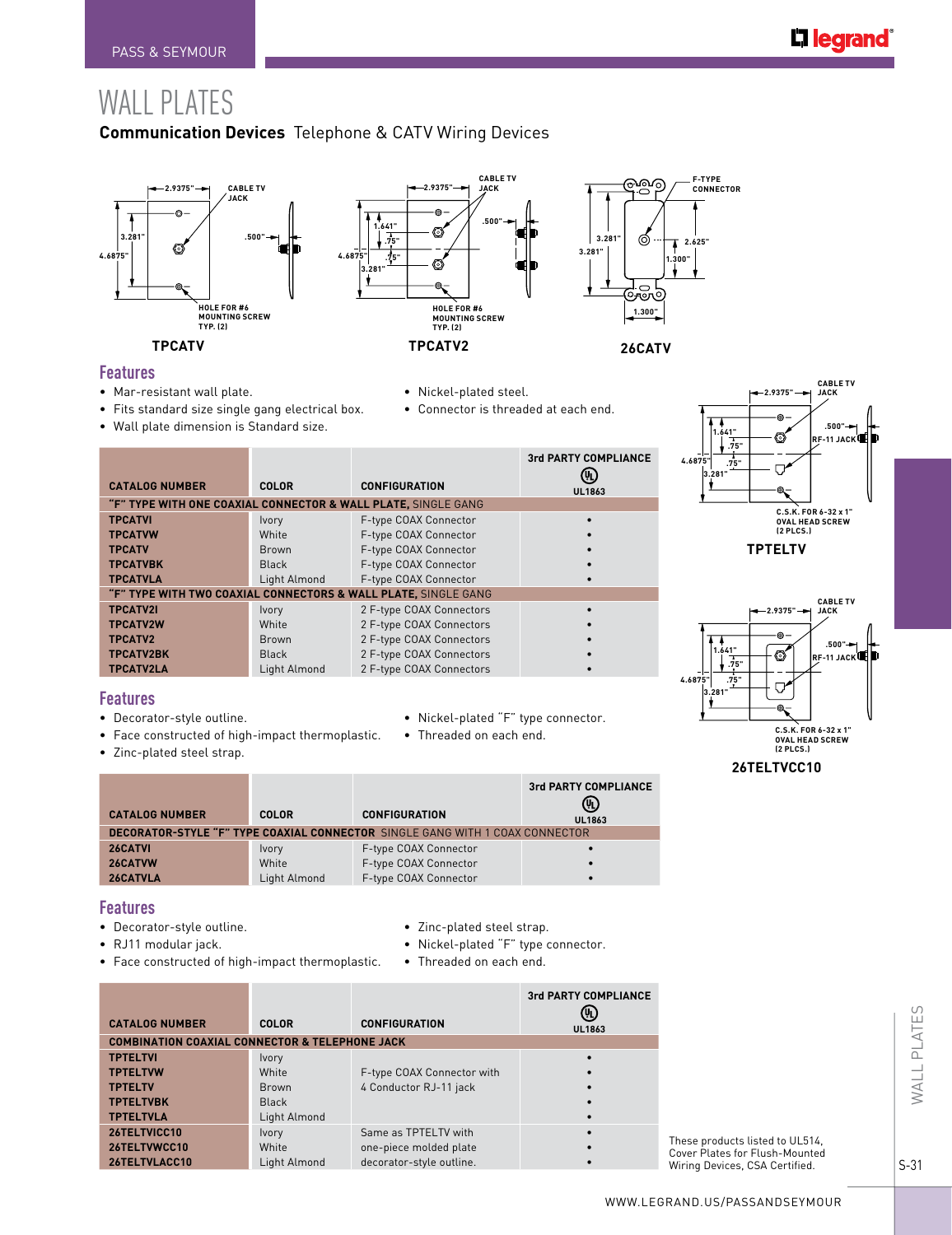# WALL PLATES

## Communication Devices Telephone & CATV Wiring Devices

2.9375"
CABLE TV JACK
3.281"
4.6875"
.500"
HOLE FOR #6 MOUNTING SCREW TYP. (2)

**TPCATV**

2.9375"
CABLE TV JACK
1.641"
.75"
.75"
4.6875"
3.281"
.500"
HOLE FOR #6 MOUNTING SCREW TYP. (2)

**TPCATV2**

F-TYPE CONNECTOR
3.281"
3.281"
2.625"
1.300"
1.300"

**26CATV**

### Features

- Mar-resistant wall plate.
- Fits standard size single gang electrical box.
- Wall plate dimension is Standard size.
- Nickel-plated steel.
- Connector is threaded at each end.

| CATALOG NUMBER | COLOR | CONFIGURATION | 3rd PARTY COMPLIANCE UL1863 |
|---|---|---|---|
| **"F" TYPE WITH ONE COAXIAL CONNECTOR & WALL PLATE, SINGLE GANG** | | | |
| **TPCATVI** | Ivory | F-type COAX Connector | • |
| **TPCATVW** | White | F-type COAX Connector | • |
| **TPCATV** | Brown | F-type COAX Connector | • |
| **TPCATVBK** | Black | F-type COAX Connector | • |
| **TPCATVLA** | Light Almond | F-type COAX Connector | • |
| **"F" TYPE WITH TWO COAXIAL CONNECTORS & WALL PLATE, SINGLE GANG** | | | |
| **TPCATV2I** | Ivory | 2 F-type COAX Connectors | • |
| **TPCATV2W** | White | 2 F-type COAX Connectors | • |
| **TPCATV2** | Brown | 2 F-type COAX Connectors | • |
| **TPCATV2BK** | Black | 2 F-type COAX Connectors | • |
| **TPCATV2LA** | Light Almond | 2 F-type COAX Connectors | • |

### Features

- Decorator-style outline.
- Face constructed of high-impact thermoplastic.
- Zinc-plated steel strap.
- Nickel-plated "F" type connector.
- Threaded on each end.

| CATALOG NUMBER | COLOR | CONFIGURATION | 3rd PARTY COMPLIANCE UL1863 |
|---|---|---|---|
| **DECORATOR-STYLE "F" TYPE COAXIAL CONNECTOR SINGLE GANG WITH 1 COAX CONNECTOR** | | | |
| **26CATVI** | Ivory | F-type COAX Connector | • |
| **26CATVW** | White | F-type COAX Connector | • |
| **26CATVLA** | Light Almond | F-type COAX Connector | • |

### Features

- Decorator-style outline.
- RJ11 modular jack.
- Face constructed of high-impact thermoplastic.
- Zinc-plated steel strap.
- Nickel-plated "F" type connector.
- Threaded on each end.

| CATALOG NUMBER | COLOR | CONFIGURATION | 3rd PARTY COMPLIANCE UL1863 |
|---|---|---|---|
| **COMBINATION COAXIAL CONNECTOR & TELEPHONE JACK** | | | |
| **TPTELTVI** | Ivory | F-type COAX Connector with 4 Conductor RJ-11 jack | • |
| **TPTELTVW** | White | | • |
| **TPTELTV** | Brown | | • |
| **TPTELTVBK** | Black | | • |
| **TPTELTVLA** | Light Almond | | • |
| **26TELTVICC10** | Ivory | Same as TPTELTV with one-piece molded plate decorator-style outline. | • |
| **26TELTVWCC10** | White | | • |
| **26TELTVLACC10** | Light Almond | | • |

2.9375"
CABLE TV JACK
1.641"
.75"
.75"
4.6875"
3.281"
.500"
RF-11 JACK
C.S.K. FOR 6-32 x 1" OVAL HEAD SCREW (2 PLCS.)

**TPTELTV**

2.9375"
CABLE TV JACK
1.641"
.75"
.75"
4.6875"
3.281"
.500"
RF-11 JACK
C.S.K. FOR 6-32 x 1" OVAL HEAD SCREW (2 PLCS.)

**26TELTVCC10**

These products listed to UL514, Cover Plates for Flush-Mounted Wiring Devices, CSA Certified.